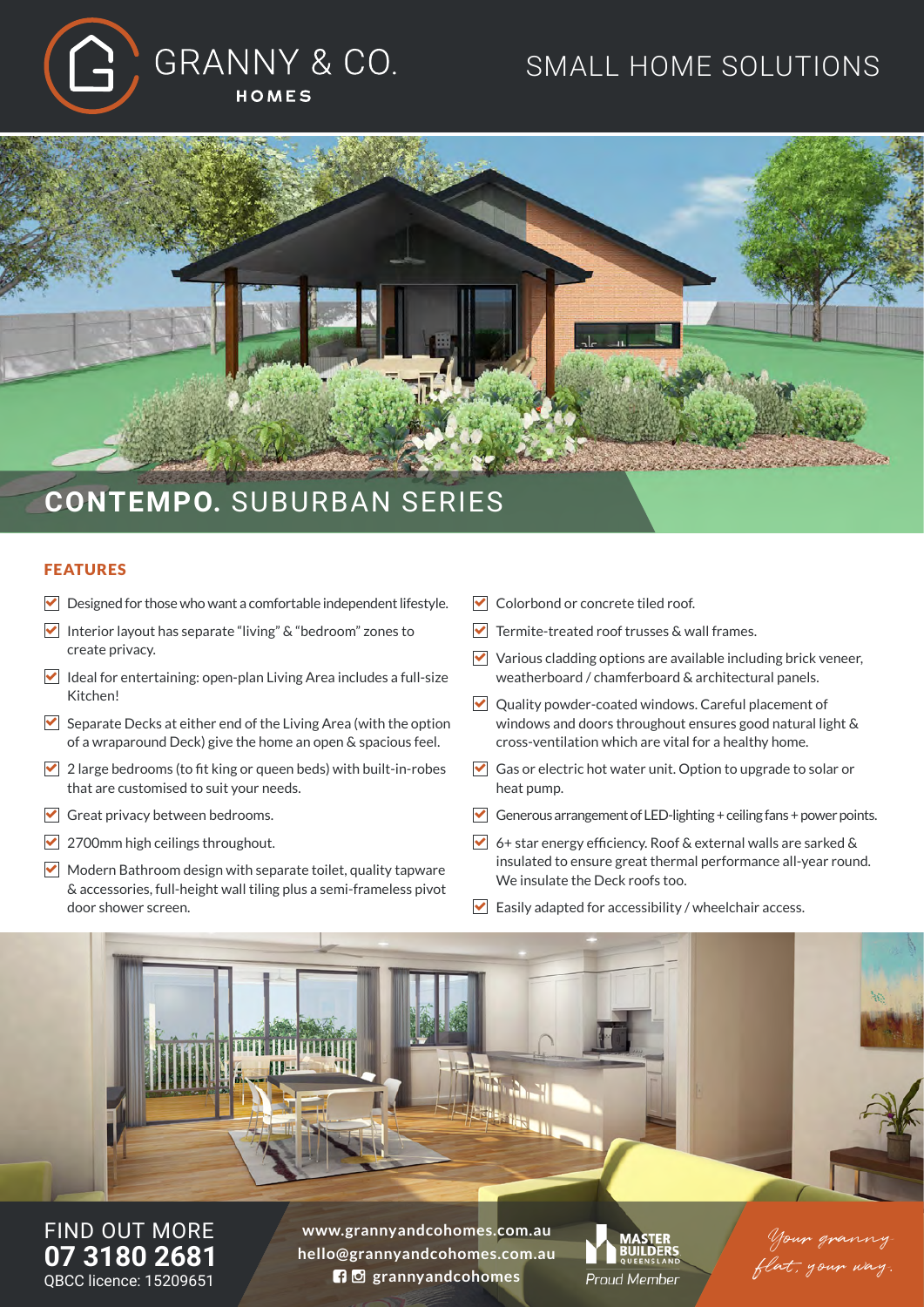# GRANNY & CO. HOMES

SMALL HOME SOLUTIONS

## CONTEMPO. SUBURBAN SERIES

### FEATURES

- Designed for those who want a comfortable independent lifestyle.
- Interior layout has separate "living" & "bedroom" zones to create privacy.
- Ideal for entertaining: open-plan Living Area includes a full-size Kitchen!
- Separate Decks at either end of the Living Area (with the option of a wraparound Deck) give the home an open & spacious feel.
- 2 large bedrooms (to fit king or queen beds) with built-in-robes that are customised to suit your needs.
- Great privacy between bedrooms.
- 2700mm high ceilings throughout.
- Modern Bathroom design with separate toilet, quality tapware & accessories, full-height wall tiling plus a semi-frameless pivot door shower screen.
- Colorbond or concrete tiled roof.
- Termite-treated roof trusses & wall frames.
- Various cladding options are available including brick veneer, weatherboard / chamferboard & architectural panels.
- Quality powder-coated windows. Careful placement of windows and doors throughout ensures good natural light & cross-ventilation which are vital for a healthy home.
- Gas or electric hot water unit. Option to upgrade to solar or heat pump.
- Generous arrangement of LED-lighting + ceiling fans + power points.
- 6+ star energy efficiency. Roof & external walls are sarked & insulated to ensure great thermal performance all-year round. We insulate the Deck roofs too.
- Easily adapted for accessibility / wheelchair access.

FIND OUT MORE
**07 3180 2681**
QBCC licence: 15209651

www.grannyandcohomes.com.au
hello@grannyandcohomes.com.au
grannyandcohomes

MASTER BUILDERS QUEENSLAND
Proud Member

*Your granny flat, your way.*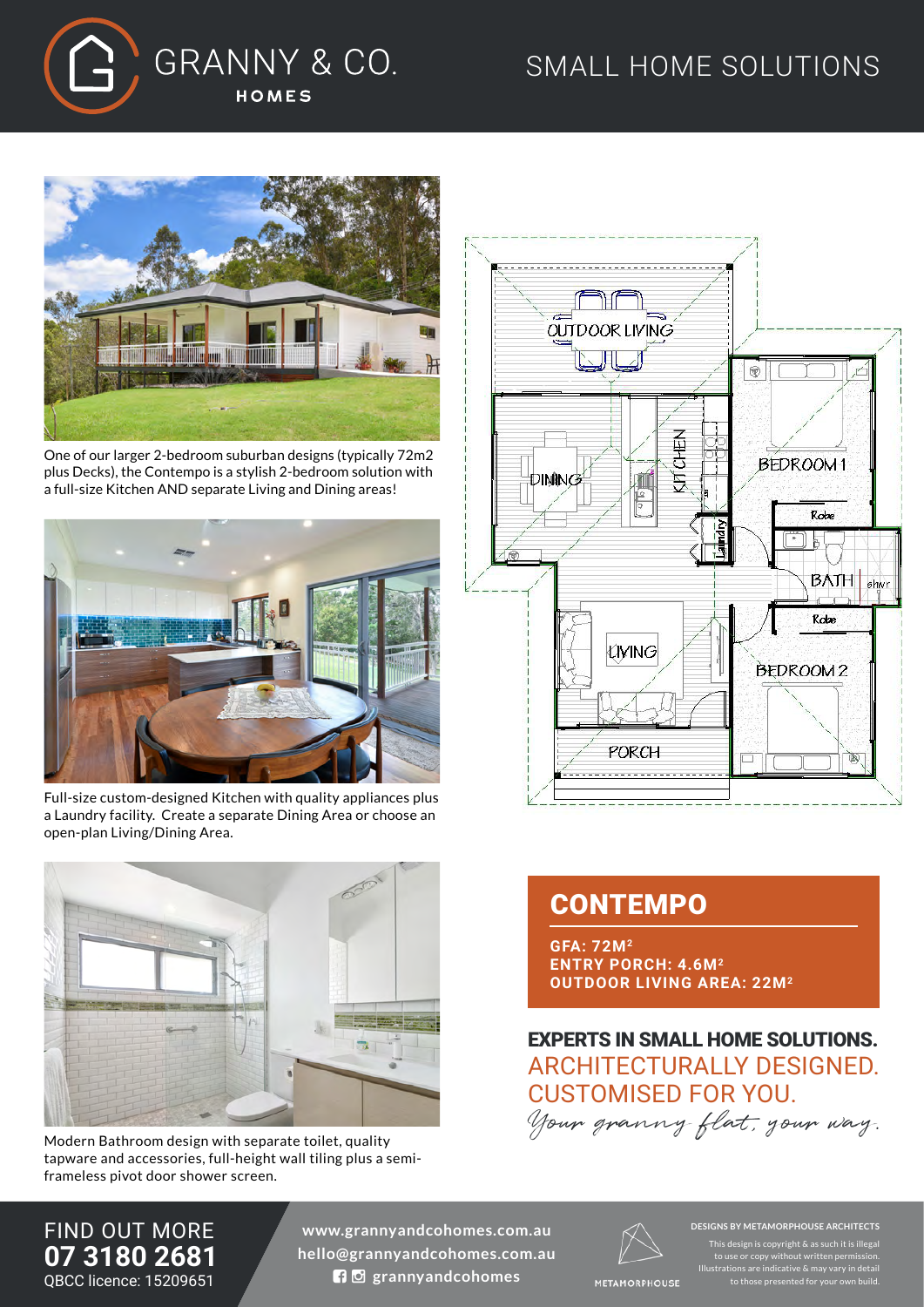GRANNY & CO.
HOMES

SMALL HOME SOLUTIONS

One of our larger 2-bedroom suburban designs (typically 72m2 plus Decks), the Contempo is a stylish 2-bedroom solution with a full-size Kitchen AND separate Living and Dining areas!

Full-size custom-designed Kitchen with quality appliances plus a Laundry facility. Create a separate Dining Area or choose an open-plan Living/Dining Area.

Modern Bathroom design with separate toilet, quality tapware and accessories, full-height wall tiling plus a semi-frameless pivot door shower screen.

OUTDOOR LIVING

DINING

KITCHEN

Laundry

BEDROOM 1

Robe

BATH

shwr

Robe

LIVING

BEDROOM 2

PORCH

## CONTEMPO

**GFA: 72M²**
**ENTRY PORCH: 4.6M²**
**OUTDOOR LIVING AREA: 22M²**

**EXPERTS IN SMALL HOME SOLUTIONS.**
ARCHITECTURALLY DESIGNED.
CUSTOMISED FOR YOU.
*Your granny flat, your way.*

FIND OUT MORE
**07 3180 2681**
QBCC licence: 15209651

www.grannyandcohomes.com.au
hello@grannyandcohomes.com.au
grannyandcohomes

METAMORPHOUSE

DESIGNS BY METAMORPHOUSE ARCHITECTS
This design is copyright & as such it is illegal to use or copy without written permission. Illustrations are indicative & may vary in detail to those presented for your own build.